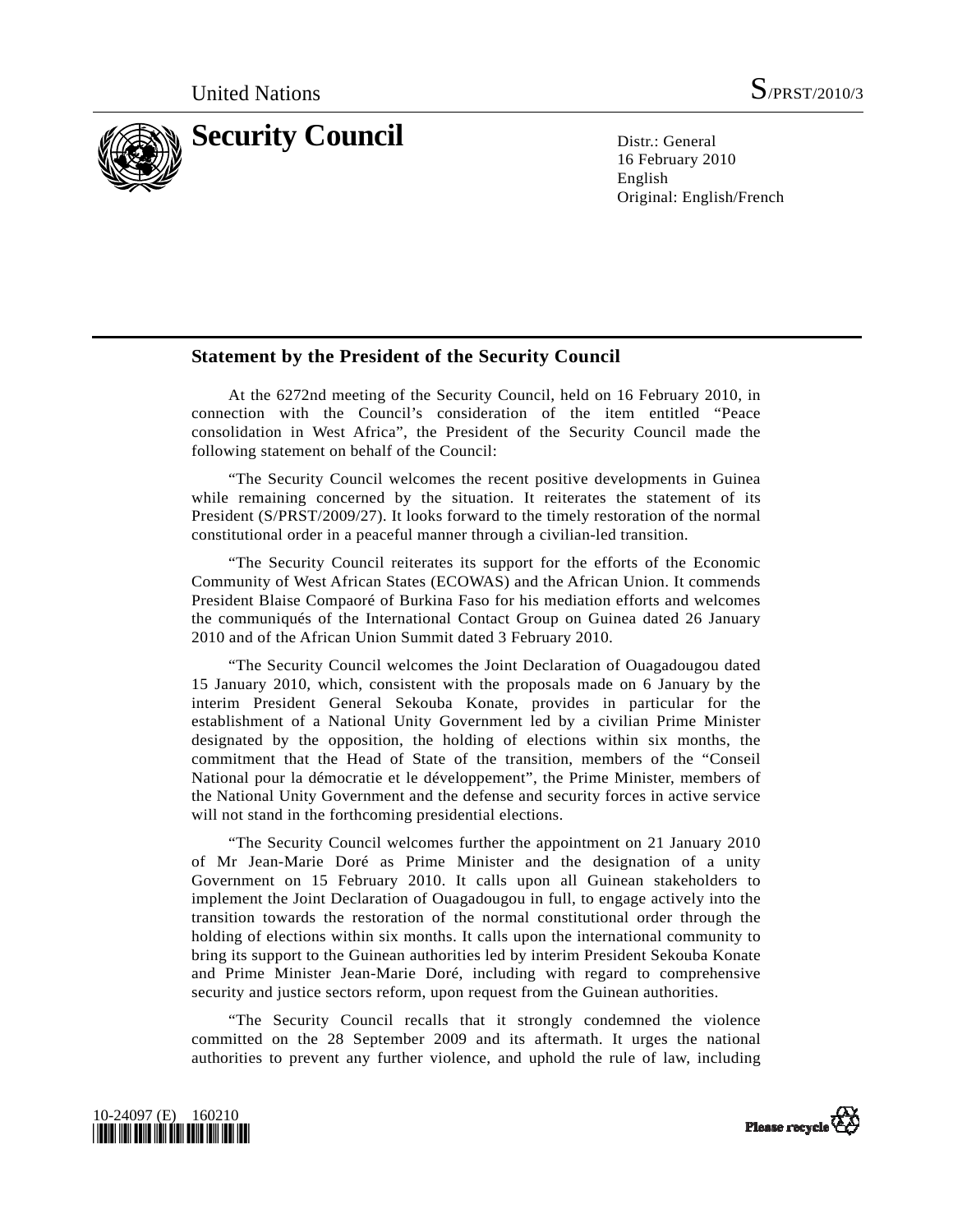United Nations S/PRST/2010/3

# Security Council

Distr.: General
16 February 2010
English
Original: English/French

## Statement by the President of the Security Council

At the 6272nd meeting of the Security Council, held on 16 February 2010, in connection with the Council's consideration of the item entitled "Peace consolidation in West Africa", the President of the Security Council made the following statement on behalf of the Council:

"The Security Council welcomes the recent positive developments in Guinea while remaining concerned by the situation. It reiterates the statement of its President (S/PRST/2009/27). It looks forward to the timely restoration of the normal constitutional order in a peaceful manner through a civilian-led transition.

"The Security Council reiterates its support for the efforts of the Economic Community of West African States (ECOWAS) and the African Union. It commends President Blaise Compaoré of Burkina Faso for his mediation efforts and welcomes the communiqués of the International Contact Group on Guinea dated 26 January 2010 and of the African Union Summit dated 3 February 2010.

"The Security Council welcomes the Joint Declaration of Ouagadougou dated 15 January 2010, which, consistent with the proposals made on 6 January by the interim President General Sekouba Konate, provides in particular for the establishment of a National Unity Government led by a civilian Prime Minister designated by the opposition, the holding of elections within six months, the commitment that the Head of State of the transition, members of the "Conseil National pour la démocratie et le développement", the Prime Minister, members of the National Unity Government and the defense and security forces in active service will not stand in the forthcoming presidential elections.

"The Security Council welcomes further the appointment on 21 January 2010 of Mr Jean-Marie Doré as Prime Minister and the designation of a unity Government on 15 February 2010. It calls upon all Guinean stakeholders to implement the Joint Declaration of Ouagadougou in full, to engage actively into the transition towards the restoration of the normal constitutional order through the holding of elections within six months. It calls upon the international community to bring its support to the Guinean authorities led by interim President Sekouba Konate and Prime Minister Jean-Marie Doré, including with regard to comprehensive security and justice sectors reform, upon request from the Guinean authorities.

"The Security Council recalls that it strongly condemned the violence committed on the 28 September 2009 and its aftermath. It urges the national authorities to prevent any further violence, and uphold the rule of law, including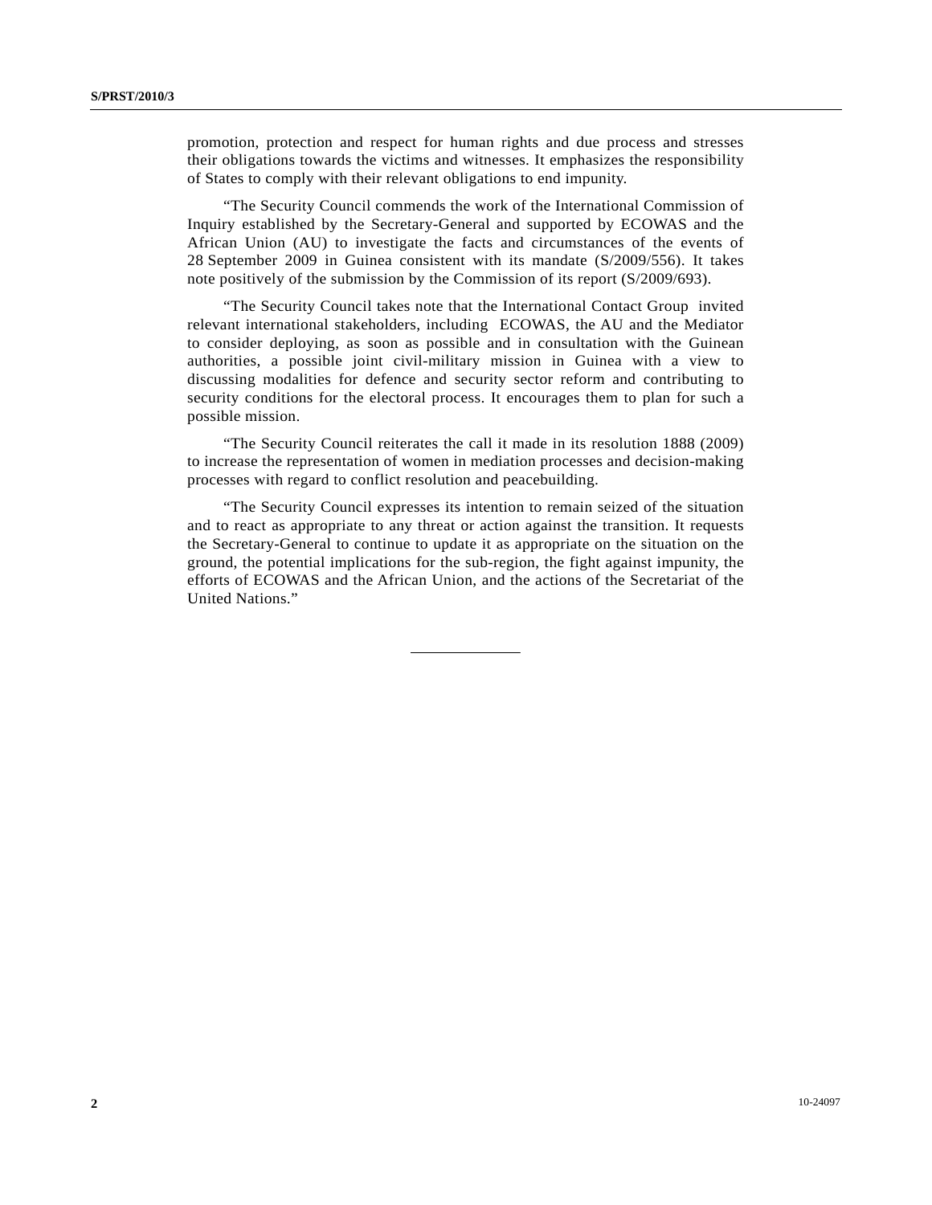promotion, protection and respect for human rights and due process and stresses their obligations towards the victims and witnesses. It emphasizes the responsibility of States to comply with their relevant obligations to end impunity.

"The Security Council commends the work of the International Commission of Inquiry established by the Secretary-General and supported by ECOWAS and the African Union (AU) to investigate the facts and circumstances of the events of 28 September 2009 in Guinea consistent with its mandate (S/2009/556). It takes note positively of the submission by the Commission of its report (S/2009/693).

"The Security Council takes note that the International Contact Group invited relevant international stakeholders, including ECOWAS, the AU and the Mediator to consider deploying, as soon as possible and in consultation with the Guinean authorities, a possible joint civil-military mission in Guinea with a view to discussing modalities for defence and security sector reform and contributing to security conditions for the electoral process. It encourages them to plan for such a possible mission.

"The Security Council reiterates the call it made in its resolution 1888 (2009) to increase the representation of women in mediation processes and decision-making processes with regard to conflict resolution and peacebuilding.

"The Security Council expresses its intention to remain seized of the situation and to react as appropriate to any threat or action against the transition. It requests the Secretary-General to continue to update it as appropriate on the situation on the ground, the potential implications for the sub-region, the fight against impunity, the efforts of ECOWAS and the African Union, and the actions of the Secretariat of the United Nations."